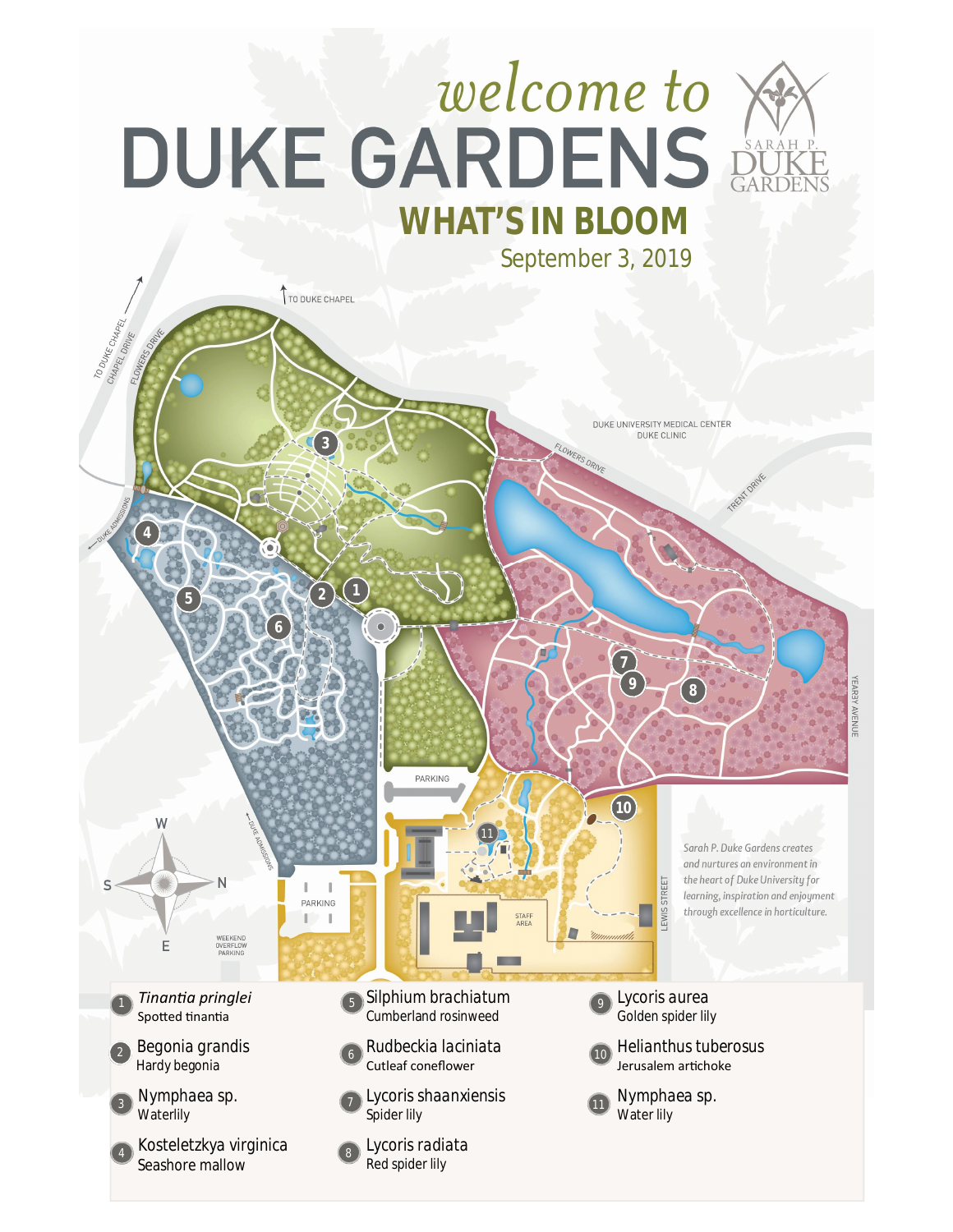# welcome to DUKE GARDENS

## WHAT'S IN BLOOM

September 3, 2019

TO DUKE CHAPEL

TO DUKE CHAPEL

CHAPEL DRIVE

FLOWERS DRIVE

DUKE UNIVERSITY MEDICAL CENTER
DUKE CLINIC

FLOWERS DRIVE

TRENT DRIVE

DUKE ADMISSIONS

YEARBY AVENUE

PARKING

PARKING

WEEKEND OVERFLOW PARKING

DUKE ADMISSIONS

STAFF AREA

LEWIS STREET

W S N E

*Sarah P. Duke Gardens creates and nurtures an environment in the heart of Duke University for learning, inspiration and enjoyment through excellence in horticulture.*

1. *Tinantia pringlei* — Spotted tinantia
2. Begonia grandis — Hardy begonia
3. Nymphaea sp. — Waterlily
4. Kosteletzkya virginica — Seashore mallow
5. Silphium brachiatum — Cumberland rosinweed
6. Rudbeckia laciniata — Cutleaf coneflower
7. Lycoris shaanxiensis — Spider lily
8. Lycoris radiata — Red spider lily
9. Lycoris aurea — Golden spider lily
10. Helianthus tuberosus — Jerusalem artichoke
11. Nymphaea sp. — Water lily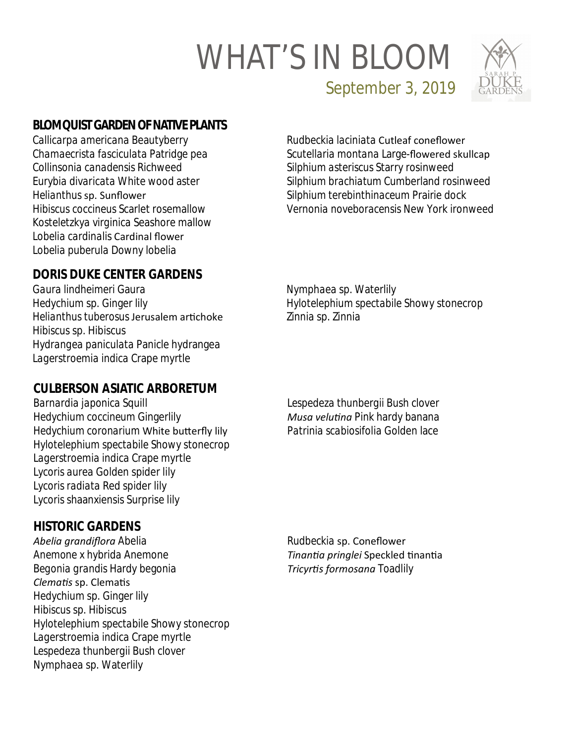# WHAT'S IN BLOOM

September 3, 2019

## BLOMQUIST GARDEN OF NATIVE PLANTS

Callicarpa americana Beautyberry
Chamaecrista fasciculata Patridge pea
Collinsonia canadensis Richweed
Eurybia divaricata White wood aster
Helianthus sp. Sunflower
Hibiscus coccineus Scarlet rosemallow
Kosteletzkya virginica Seashore mallow
Lobelia cardinalis Cardinal flower
Lobelia puberula Downy lobelia
Rudbeckia laciniata Cutleaf coneflower
Scutellaria montana Large-flowered skullcap
Silphium asteriscus Starry rosinweed
Silphium brachiatum Cumberland rosinweed
Silphium terebinthinaceum Prairie dock
Vernonia noveboracensis New York ironweed

## DORIS DUKE CENTER GARDENS

Gaura lindheimeri Gaura
Hedychium sp. Ginger lily
Helianthus tuberosus Jerusalem artichoke
Hibiscus sp. Hibiscus
Hydrangea paniculata Panicle hydrangea
Lagerstroemia indica Crape myrtle
Nymphaea sp. Waterlily
Hylotelephium spectabile Showy stonecrop
Zinnia sp. Zinnia

## CULBERSON ASIATIC ARBORETUM

Barnardia japonica Squill
Hedychium coccineum Gingerlily
Hedychium coronarium White butterfly lily
Hylotelephium spectabile Showy stonecrop
Lagerstroemia indica Crape myrtle
Lycoris aurea Golden spider lily
Lycoris radiata Red spider lily
Lycoris shaanxiensis Surprise lily
Lespedeza thunbergii Bush clover
*Musa velutina* Pink hardy banana
Patrinia scabiosifolia Golden lace

## HISTORIC GARDENS

*Abelia grandiflora* Abelia
Anemone x hybrida Anemone
Begonia grandis Hardy begonia
*Clematis* sp. Clematis
Hedychium sp. Ginger lily
Hibiscus sp. Hibiscus
Hylotelephium spectabile Showy stonecrop
Lagerstroemia indica Crape myrtle
Lespedeza thunbergii Bush clover
Nymphaea sp. Waterlily
Rudbeckia sp. Coneflower
*Tinantia pringlei* Speckled tinantia
*Tricyrtis formosana* Toadlily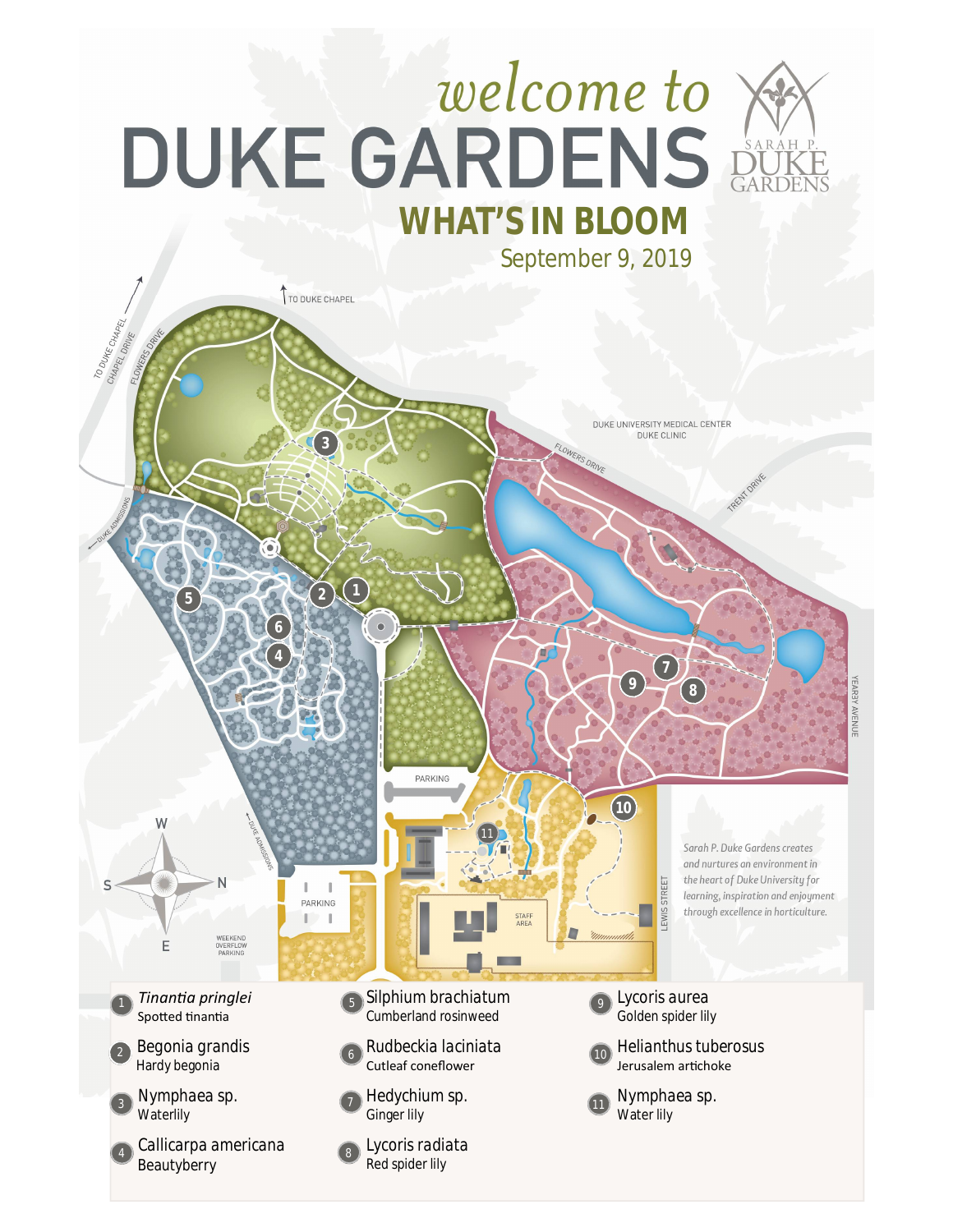# welcome to DUKE GARDENS

## WHAT'S IN BLOOM

September 9, 2019

Sarah P. Duke Gardens creates and nurtures an environment in the heart of Duke University for learning, inspiration and enjoyment through excellence in horticulture.

1. *Tinantia pringlei* — Spotted tinantia
2. Begonia grandis — Hardy begonia
3. Nymphaea sp. — Waterlily
4. Callicarpa americana — Beautyberry
5. Silphium brachiatum — Cumberland rosinweed
6. Rudbeckia laciniata — Cutleaf coneflower
7. Hedychium sp. — Ginger lily
8. Lycoris radiata — Red spider lily
9. Lycoris aurea — Golden spider lily
10. Helianthus tuberosus — Jerusalem artichoke
11. Nymphaea sp. — Water lily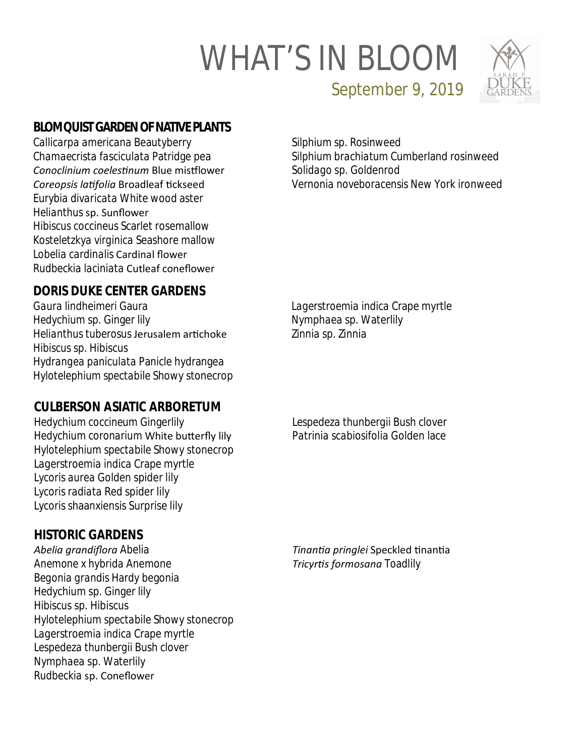# WHAT'S IN BLOOM

September 9, 2019

## BLOMQUIST GARDEN OF NATIVE PLANTS

Callicarpa americana Beautyberry
Chamaecrista fasciculata Patridge pea
*Conoclinium coelestinum* Blue mistflower
*Coreopsis latifolia* Broadleaf tickseed
Eurybia divaricata White wood aster
Helianthus sp. Sunflower
Hibiscus coccineus Scarlet rosemallow
Kosteletzkya virginica Seashore mallow
Lobelia cardinalis Cardinal flower
Rudbeckia laciniata Cutleaf coneflower
Silphium sp. Rosinweed
Silphium brachiatum Cumberland rosinweed
Solidago sp. Goldenrod
Vernonia noveboracensis New York ironweed

## DORIS DUKE CENTER GARDENS

Gaura lindheimeri Gaura
Hedychium sp. Ginger lily
Helianthus tuberosus Jerusalem artichoke
Hibiscus sp. Hibiscus
Hydrangea paniculata Panicle hydrangea
Hylotelephium spectabile Showy stonecrop
Lagerstroemia indica Crape myrtle
Nymphaea sp. Waterlily
Zinnia sp. Zinnia

## CULBERSON ASIATIC ARBORETUM

Hedychium coccineum Gingerlily
Hedychium coronarium White butterfly lily
Hylotelephium spectabile Showy stonecrop
Lagerstroemia indica Crape myrtle
Lycoris aurea Golden spider lily
Lycoris radiata Red spider lily
Lycoris shaanxiensis Surprise lily
Lespedeza thunbergii Bush clover
Patrinia scabiosifolia Golden lace

## HISTORIC GARDENS

*Abelia grandiflora* Abelia
Anemone x hybrida Anemone
Begonia grandis Hardy begonia
Hedychium sp. Ginger lily
Hibiscus sp. Hibiscus
Hylotelephium spectabile Showy stonecrop
Lagerstroemia indica Crape myrtle
Lespedeza thunbergii Bush clover
Nymphaea sp. Waterlily
Rudbeckia sp. Coneflower
*Tinantia pringlei* Speckled tinantia
*Tricyrtis formosana* Toadlily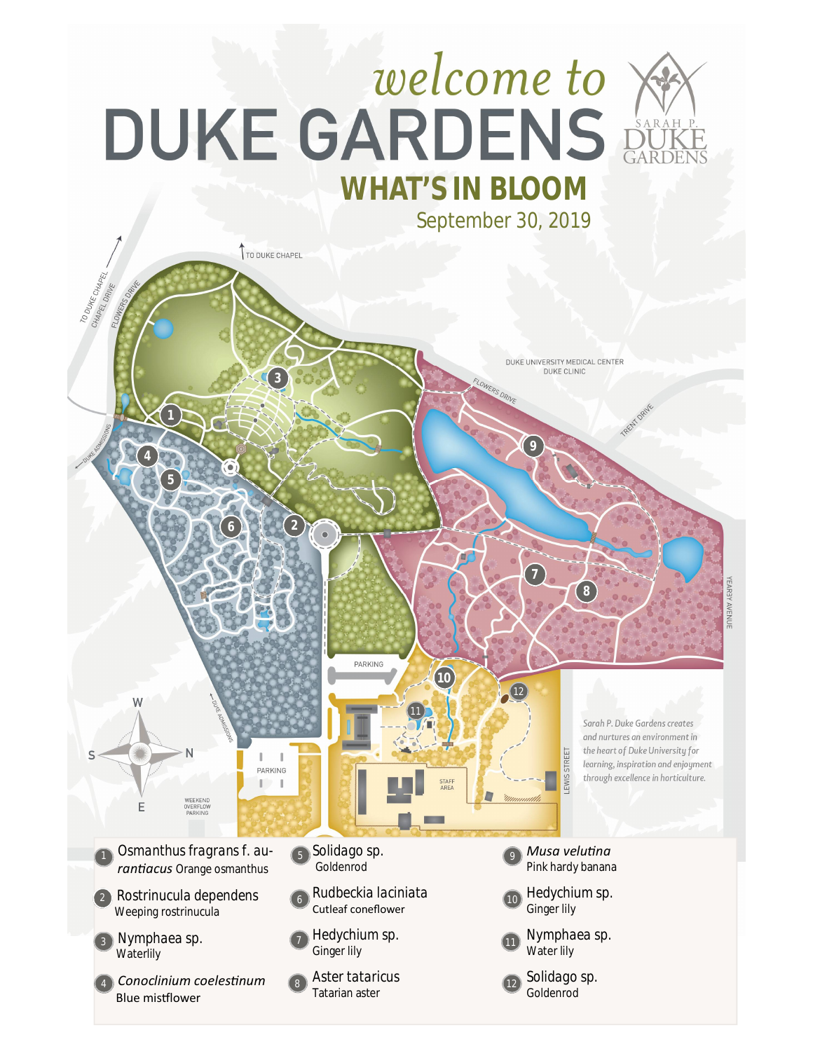# welcome to DUKE GARDENS

SARAH P. DUKE GARDENS

## WHAT'S IN BLOOM

September 30, 2019

TO DUKE CHAPEL

TO DUKE CHAPEL CHAPEL DRIVE

FLOWERS DRIVE

DUKE UNIVERSITY MEDICAL CENTER DUKE CLINIC

TRENT DRIVE

YEARBY AVENUE

DUKE ADMISSIONS

PARKING

STAFF AREA

LEWIS STREET

WEEKEND OVERFLOW PARKING

*Sarah P. Duke Gardens creates and nurtures an environment in the heart of Duke University for learning, inspiration and enjoyment through excellence in horticulture.*

1. Osmanthus fragrans f. *aurantiacus* Orange osmanthus
2. Rostrinucula dependens — Weeping rostrinucula
3. Nymphaea sp. — Waterlily
4. *Conoclinium coelestinum* — Blue mistflower
5. Solidago sp. — Goldenrod
6. Rudbeckia laciniata — Cutleaf coneflower
7. Hedychium sp. — Ginger lily
8. Aster tataricus — Tatarian aster
9. *Musa velutina* — Pink hardy banana
10. Hedychium sp. — Ginger lily
11. Nymphaea sp. — Water lily
12. Solidago sp. — Goldenrod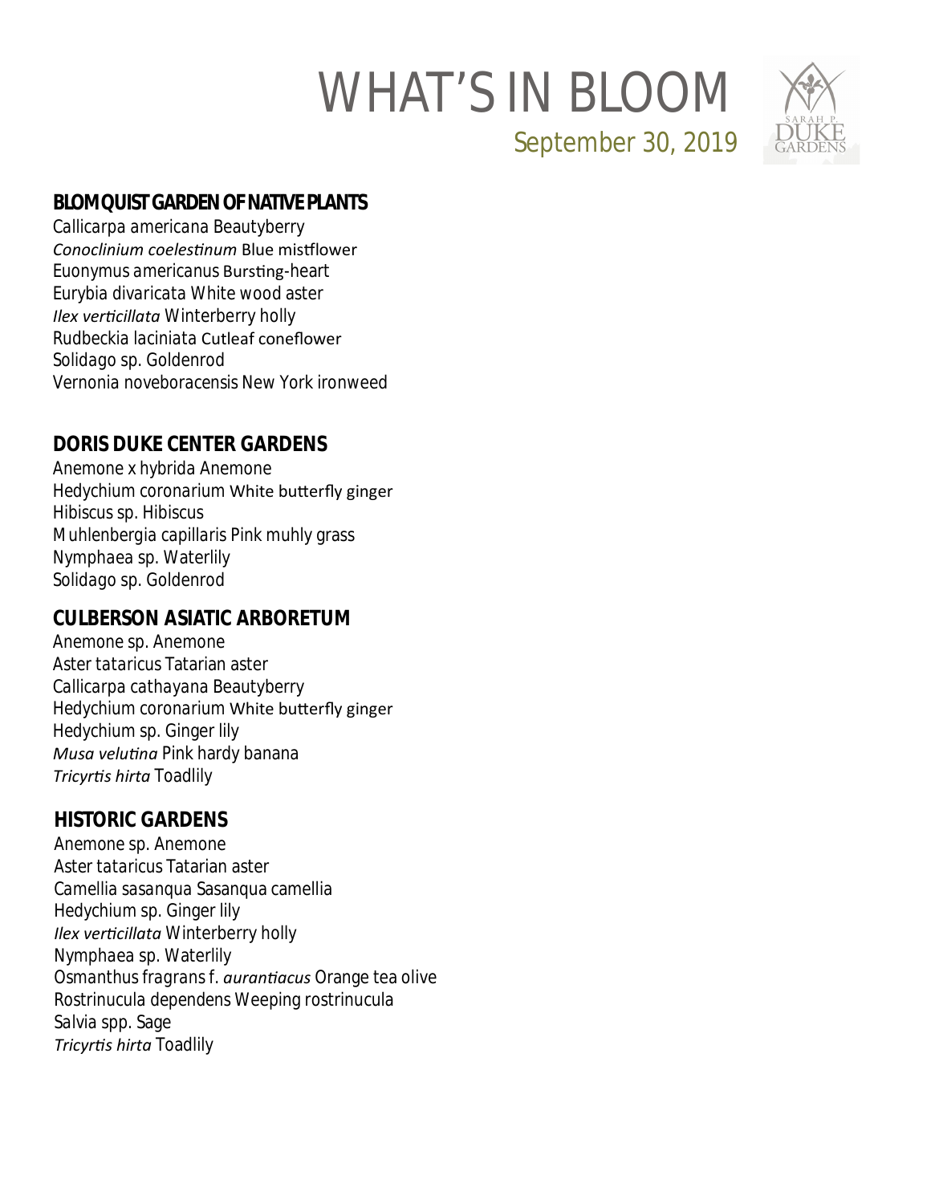# WHAT'S IN BLOOM

September 30, 2019

SARAH P. DUKE GARDENS

## BLOMQUIST GARDEN OF NATIVE PLANTS

Callicarpa americana Beautyberry
*Conoclinium coelestinum* Blue mistflower
Euonymus americanus Bursting-heart
Eurybia divaricata White wood aster
*Ilex verticillata* Winterberry holly
Rudbeckia laciniata Cutleaf coneflower
Solidago sp. Goldenrod
Vernonia noveboracensis New York ironweed

## DORIS DUKE CENTER GARDENS

Anemone x hybrida Anemone
Hedychium coronarium White butterfly ginger
Hibiscus sp. Hibiscus
Muhlenbergia capillaris Pink muhly grass
Nymphaea sp. Waterlily
Solidago sp. Goldenrod

## CULBERSON ASIATIC ARBORETUM

Anemone sp. Anemone
Aster tataricus Tatarian aster
Callicarpa cathayana Beautyberry
Hedychium coronarium White butterfly ginger
Hedychium sp. Ginger lily
*Musa velutina* Pink hardy banana
*Tricyrtis hirta* Toadlily

## HISTORIC GARDENS

Anemone sp. Anemone
Aster tataricus Tatarian aster
Camellia sasanqua Sasanqua camellia
Hedychium sp. Ginger lily
*Ilex verticillata* Winterberry holly
Nymphaea sp. Waterlily
Osmanthus fragrans f. *aurantiacus* Orange tea olive
Rostrinucula dependens Weeping rostrinucula
Salvia spp. Sage
*Tricyrtis hirta* Toadlily